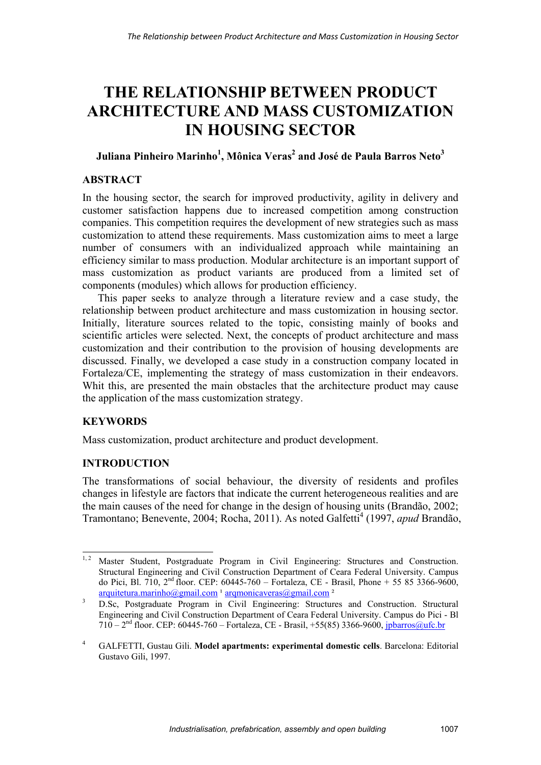# THE RELATIONSHIP BETWEEN PRODUCT ARCHITECTURE AND MASS CUSTOMIZATION IN HOUSING SECTOR

**Juliana Pinheiro Marinho[1], Mônica Veras[2] and José de Paula Barros Neto[3]**

## ABSTRACT

In the housing sector, the search for improved productivity, agility in delivery and customer satisfaction happens due to increased competition among construction companies. This competition requires the development of new strategies such as mass customization to attend these requirements. Mass customization aims to meet a large number of consumers with an individualized approach while maintaining an efficiency similar to mass production. Modular architecture is an important support of mass customization as product variants are produced from a limited set of components (modules) which allows for production efficiency.

This paper seeks to analyze through a literature review and a case study, the relationship between product architecture and mass customization in housing sector. Initially, literature sources related to the topic, consisting mainly of books and scientific articles were selected. Next, the concepts of product architecture and mass customization and their contribution to the provision of housing developments are discussed. Finally, we developed a case study in a construction company located in Fortaleza/CE, implementing the strategy of mass customization in their endeavors. Whit this, are presented the main obstacles that the architecture product may cause the application of the mass customization strategy.

## KEYWORDS

Mass customization, product architecture and product development.

## INTRODUCTION

The transformations of social behaviour, the diversity of residents and profiles changes in lifestyle are factors that indicate the current heterogeneous realities and are the main causes of the need for change in the design of housing units (Brandão, 2002; Tramontano; Benevente, 2004; Rocha, 2011). As noted Galfetti[4] (1997, *apud* Brandão,

---

[1, 2] Master Student, Postgraduate Program in Civil Engineering: Structures and Construction. Structural Engineering and Civil Construction Department of Ceara Federal University. Campus do Pici, Bl. 710, 2nd floor. CEP: 60445-760 – Fortaleza, CE - Brasil, Phone + 55 85 3366-9600, arquitetura.marinho@gmail.com ¹ arqmonicaveras@gmail.com ²

[3] D.Sc, Postgraduate Program in Civil Engineering: Structures and Construction. Structural Engineering and Civil Construction Department of Ceara Federal University. Campus do Pici - Bl 710 – 2nd floor. CEP: 60445-760 – Fortaleza, CE - Brasil, +55(85) 3366-9600, jpbarros@ufc.br

[4] GALFETTI, Gustau Gili. **Model apartments: experimental domestic cells**. Barcelona: Editorial Gustavo Gili, 1997.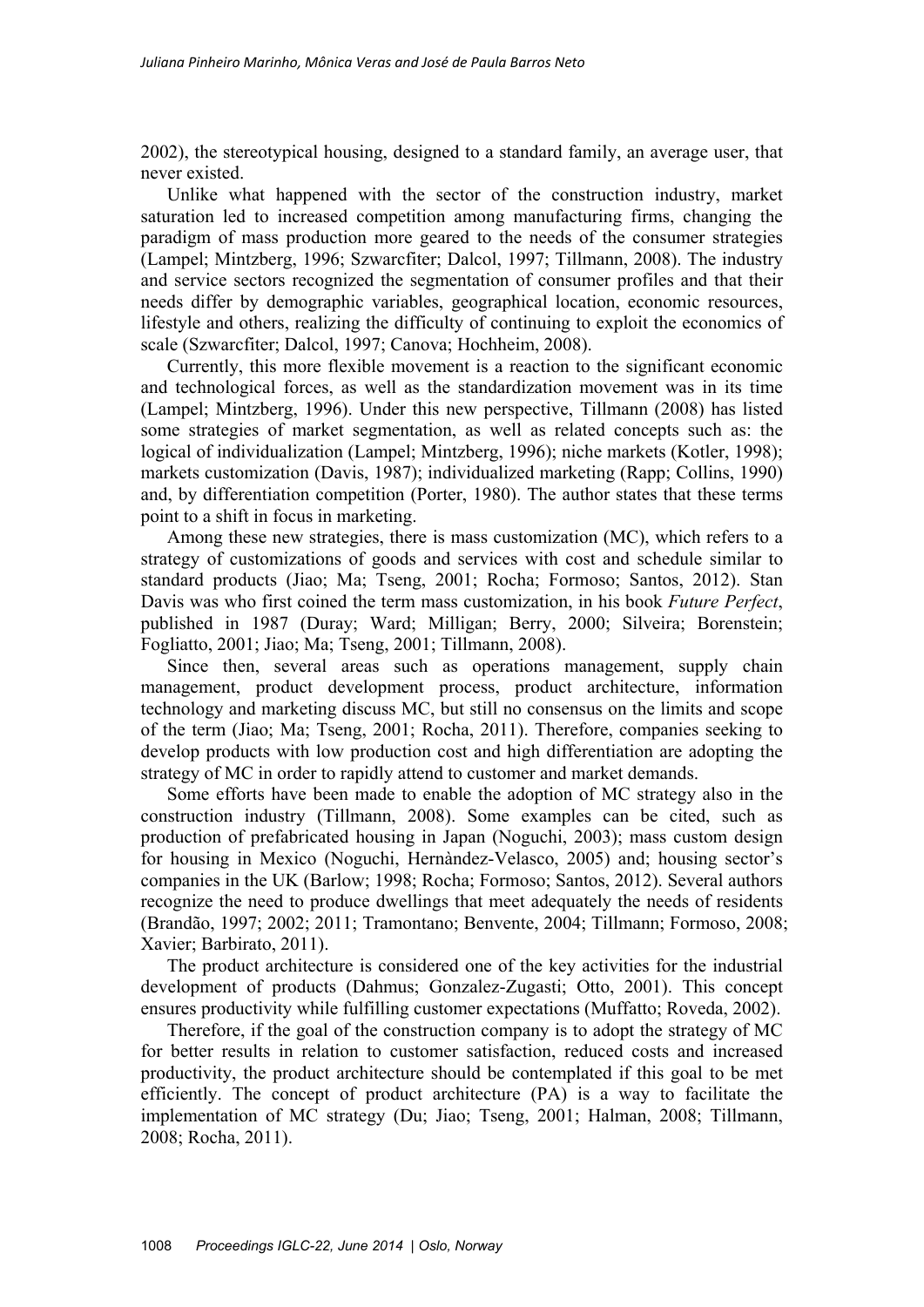2002), the stereotypical housing, designed to a standard family, an average user, that never existed.

Unlike what happened with the sector of the construction industry, market saturation led to increased competition among manufacturing firms, changing the paradigm of mass production more geared to the needs of the consumer strategies (Lampel; Mintzberg, 1996; Szwarcfiter; Dalcol, 1997; Tillmann, 2008). The industry and service sectors recognized the segmentation of consumer profiles and that their needs differ by demographic variables, geographical location, economic resources, lifestyle and others, realizing the difficulty of continuing to exploit the economics of scale (Szwarcfiter; Dalcol, 1997; Canova; Hochheim, 2008).

Currently, this more flexible movement is a reaction to the significant economic and technological forces, as well as the standardization movement was in its time (Lampel; Mintzberg, 1996). Under this new perspective, Tillmann (2008) has listed some strategies of market segmentation, as well as related concepts such as: the logical of individualization (Lampel; Mintzberg, 1996); niche markets (Kotler, 1998); markets customization (Davis, 1987); individualized marketing (Rapp; Collins, 1990) and, by differentiation competition (Porter, 1980). The author states that these terms point to a shift in focus in marketing.

Among these new strategies, there is mass customization (MC), which refers to a strategy of customizations of goods and services with cost and schedule similar to standard products (Jiao; Ma; Tseng, 2001; Rocha; Formoso; Santos, 2012). Stan Davis was who first coined the term mass customization, in his book *Future Perfect*, published in 1987 (Duray; Ward; Milligan; Berry, 2000; Silveira; Borenstein; Fogliatto, 2001; Jiao; Ma; Tseng, 2001; Tillmann, 2008).

Since then, several areas such as operations management, supply chain management, product development process, product architecture, information technology and marketing discuss MC, but still no consensus on the limits and scope of the term (Jiao; Ma; Tseng, 2001; Rocha, 2011). Therefore, companies seeking to develop products with low production cost and high differentiation are adopting the strategy of MC in order to rapidly attend to customer and market demands.

Some efforts have been made to enable the adoption of MC strategy also in the construction industry (Tillmann, 2008). Some examples can be cited, such as production of prefabricated housing in Japan (Noguchi, 2003); mass custom design for housing in Mexico (Noguchi, Hernàndez-Velasco, 2005) and; housing sector's companies in the UK (Barlow; 1998; Rocha; Formoso; Santos, 2012). Several authors recognize the need to produce dwellings that meet adequately the needs of residents (Brandão, 1997; 2002; 2011; Tramontano; Benvente, 2004; Tillmann; Formoso, 2008; Xavier; Barbirato, 2011).

The product architecture is considered one of the key activities for the industrial development of products (Dahmus; Gonzalez-Zugasti; Otto, 2001). This concept ensures productivity while fulfilling customer expectations (Muffatto; Roveda, 2002).

Therefore, if the goal of the construction company is to adopt the strategy of MC for better results in relation to customer satisfaction, reduced costs and increased productivity, the product architecture should be contemplated if this goal to be met efficiently. The concept of product architecture (PA) is a way to facilitate the implementation of MC strategy (Du; Jiao; Tseng, 2001; Halman, 2008; Tillmann, 2008; Rocha, 2011).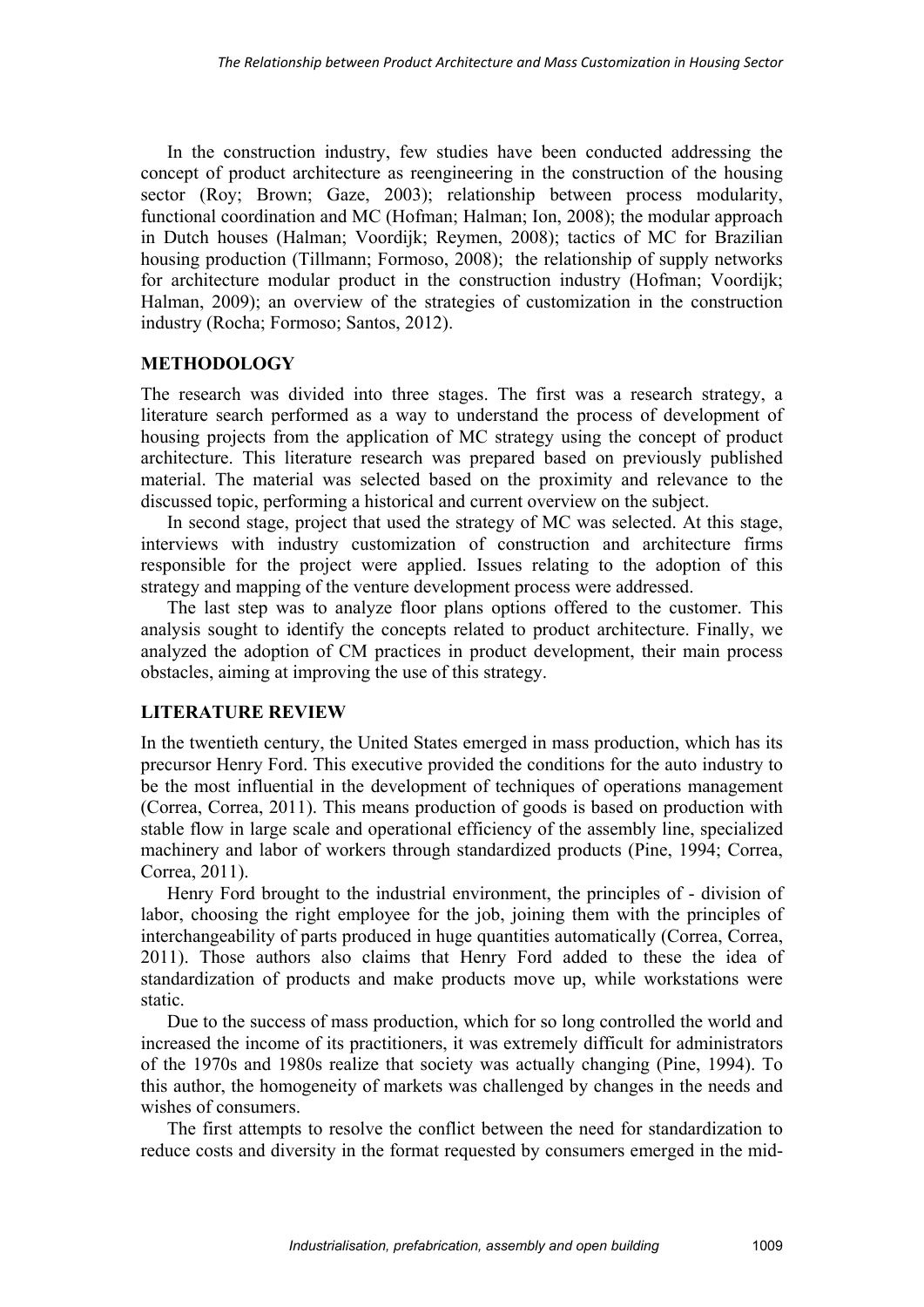In the construction industry, few studies have been conducted addressing the concept of product architecture as reengineering in the construction of the housing sector (Roy; Brown; Gaze, 2003); relationship between process modularity, functional coordination and MC (Hofman; Halman; Ion, 2008); the modular approach in Dutch houses (Halman; Voordijk; Reymen, 2008); tactics of MC for Brazilian housing production (Tillmann; Formoso, 2008); the relationship of supply networks for architecture modular product in the construction industry (Hofman; Voordijk; Halman, 2009); an overview of the strategies of customization in the construction industry (Rocha; Formoso; Santos, 2012).

## METHODOLOGY

The research was divided into three stages. The first was a research strategy, a literature search performed as a way to understand the process of development of housing projects from the application of MC strategy using the concept of product architecture. This literature research was prepared based on previously published material. The material was selected based on the proximity and relevance to the discussed topic, performing a historical and current overview on the subject.

In second stage, project that used the strategy of MC was selected. At this stage, interviews with industry customization of construction and architecture firms responsible for the project were applied. Issues relating to the adoption of this strategy and mapping of the venture development process were addressed.

The last step was to analyze floor plans options offered to the customer. This analysis sought to identify the concepts related to product architecture. Finally, we analyzed the adoption of CM practices in product development, their main process obstacles, aiming at improving the use of this strategy.

## LITERATURE REVIEW

In the twentieth century, the United States emerged in mass production, which has its precursor Henry Ford. This executive provided the conditions for the auto industry to be the most influential in the development of techniques of operations management (Correa, Correa, 2011). This means production of goods is based on production with stable flow in large scale and operational efficiency of the assembly line, specialized machinery and labor of workers through standardized products (Pine, 1994; Correa, Correa, 2011).

Henry Ford brought to the industrial environment, the principles of - division of labor, choosing the right employee for the job, joining them with the principles of interchangeability of parts produced in huge quantities automatically (Correa, Correa, 2011). Those authors also claims that Henry Ford added to these the idea of standardization of products and make products move up, while workstations were static.

Due to the success of mass production, which for so long controlled the world and increased the income of its practitioners, it was extremely difficult for administrators of the 1970s and 1980s realize that society was actually changing (Pine, 1994). To this author, the homogeneity of markets was challenged by changes in the needs and wishes of consumers.

The first attempts to resolve the conflict between the need for standardization to reduce costs and diversity in the format requested by consumers emerged in the mid-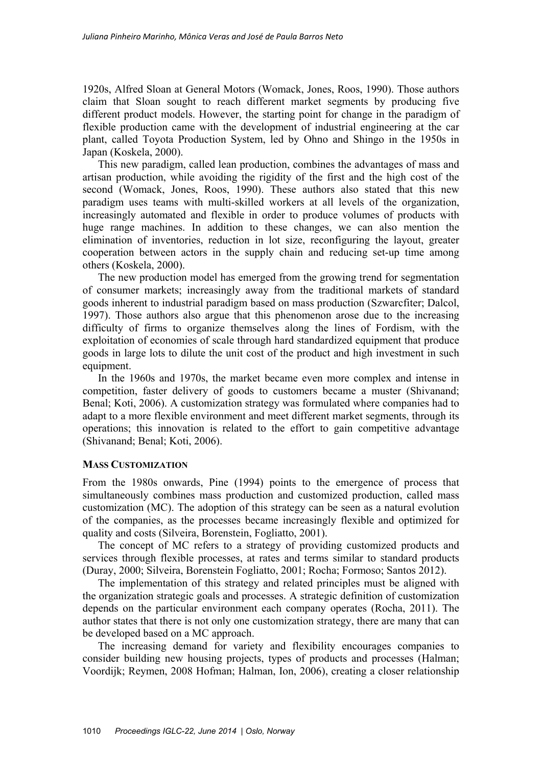1920s, Alfred Sloan at General Motors (Womack, Jones, Roos, 1990). Those authors claim that Sloan sought to reach different market segments by producing five different product models. However, the starting point for change in the paradigm of flexible production came with the development of industrial engineering at the car plant, called Toyota Production System, led by Ohno and Shingo in the 1950s in Japan (Koskela, 2000).

This new paradigm, called lean production, combines the advantages of mass and artisan production, while avoiding the rigidity of the first and the high cost of the second (Womack, Jones, Roos, 1990). These authors also stated that this new paradigm uses teams with multi-skilled workers at all levels of the organization, increasingly automated and flexible in order to produce volumes of products with huge range machines. In addition to these changes, we can also mention the elimination of inventories, reduction in lot size, reconfiguring the layout, greater cooperation between actors in the supply chain and reducing set-up time among others (Koskela, 2000).

The new production model has emerged from the growing trend for segmentation of consumer markets; increasingly away from the traditional markets of standard goods inherent to industrial paradigm based on mass production (Szwarcfiter; Dalcol, 1997). Those authors also argue that this phenomenon arose due to the increasing difficulty of firms to organize themselves along the lines of Fordism, with the exploitation of economies of scale through hard standardized equipment that produce goods in large lots to dilute the unit cost of the product and high investment in such equipment.

In the 1960s and 1970s, the market became even more complex and intense in competition, faster delivery of goods to customers became a muster (Shivanand; Benal; Koti, 2006). A customization strategy was formulated where companies had to adapt to a more flexible environment and meet different market segments, through its operations; this innovation is related to the effort to gain competitive advantage (Shivanand; Benal; Koti, 2006).

## MASS CUSTOMIZATION

From the 1980s onwards, Pine (1994) points to the emergence of process that simultaneously combines mass production and customized production, called mass customization (MC). The adoption of this strategy can be seen as a natural evolution of the companies, as the processes became increasingly flexible and optimized for quality and costs (Silveira, Borenstein, Fogliatto, 2001).

The concept of MC refers to a strategy of providing customized products and services through flexible processes, at rates and terms similar to standard products (Duray, 2000; Silveira, Borenstein Fogliatto, 2001; Rocha; Formoso; Santos 2012).

The implementation of this strategy and related principles must be aligned with the organization strategic goals and processes. A strategic definition of customization depends on the particular environment each company operates (Rocha, 2011). The author states that there is not only one customization strategy, there are many that can be developed based on a MC approach.

The increasing demand for variety and flexibility encourages companies to consider building new housing projects, types of products and processes (Halman; Voordijk; Reymen, 2008 Hofman; Halman, Ion, 2006), creating a closer relationship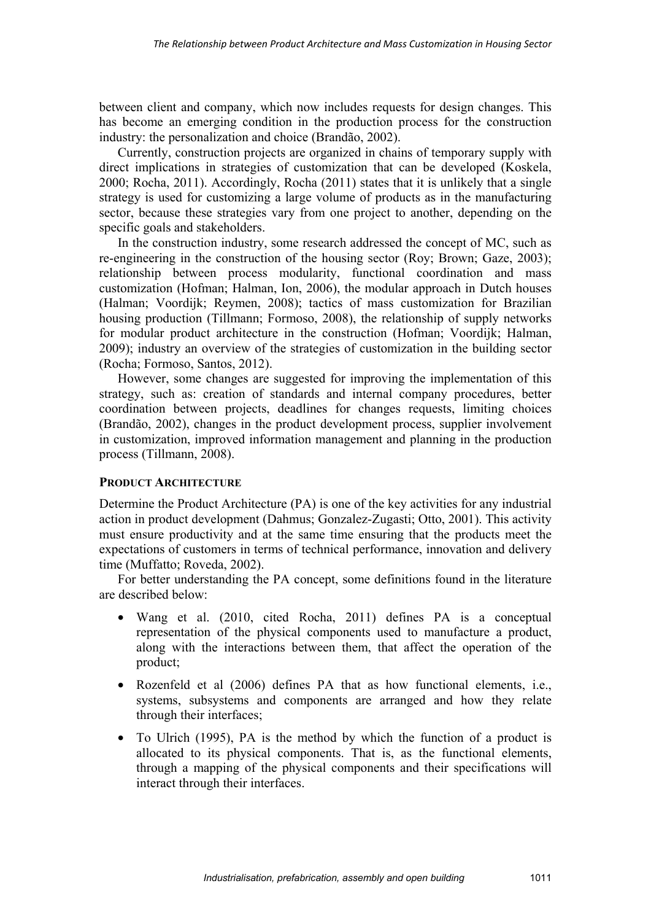between client and company, which now includes requests for design changes. This has become an emerging condition in the production process for the construction industry: the personalization and choice (Brandão, 2002).

Currently, construction projects are organized in chains of temporary supply with direct implications in strategies of customization that can be developed (Koskela, 2000; Rocha, 2011). Accordingly, Rocha (2011) states that it is unlikely that a single strategy is used for customizing a large volume of products as in the manufacturing sector, because these strategies vary from one project to another, depending on the specific goals and stakeholders.

In the construction industry, some research addressed the concept of MC, such as re-engineering in the construction of the housing sector (Roy; Brown; Gaze, 2003); relationship between process modularity, functional coordination and mass customization (Hofman; Halman, Ion, 2006), the modular approach in Dutch houses (Halman; Voordijk; Reymen, 2008); tactics of mass customization for Brazilian housing production (Tillmann; Formoso, 2008), the relationship of supply networks for modular product architecture in the construction (Hofman; Voordijk; Halman, 2009); industry an overview of the strategies of customization in the building sector (Rocha; Formoso, Santos, 2012).

However, some changes are suggested for improving the implementation of this strategy, such as: creation of standards and internal company procedures, better coordination between projects, deadlines for changes requests, limiting choices (Brandão, 2002), changes in the product development process, supplier involvement in customization, improved information management and planning in the production process (Tillmann, 2008).

### PRODUCT ARCHITECTURE

Determine the Product Architecture (PA) is one of the key activities for any industrial action in product development (Dahmus; Gonzalez-Zugasti; Otto, 2001). This activity must ensure productivity and at the same time ensuring that the products meet the expectations of customers in terms of technical performance, innovation and delivery time (Muffatto; Roveda, 2002).

For better understanding the PA concept, some definitions found in the literature are described below:

- Wang et al. (2010, cited Rocha, 2011) defines PA is a conceptual representation of the physical components used to manufacture a product, along with the interactions between them, that affect the operation of the product;
- Rozenfeld et al (2006) defines PA that as how functional elements, i.e., systems, subsystems and components are arranged and how they relate through their interfaces;
- To Ulrich (1995), PA is the method by which the function of a product is allocated to its physical components. That is, as the functional elements, through a mapping of the physical components and their specifications will interact through their interfaces.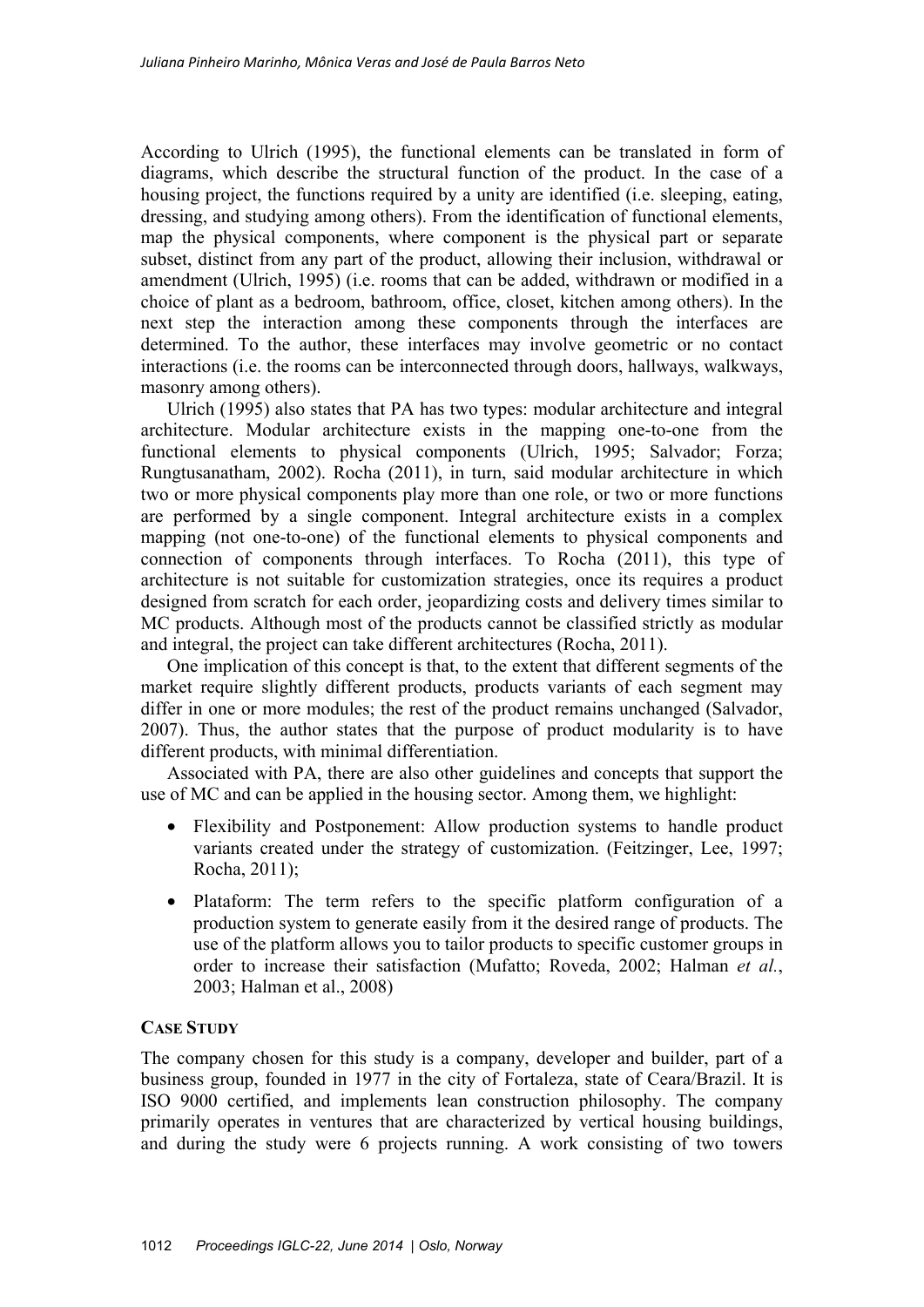According to Ulrich (1995), the functional elements can be translated in form of diagrams, which describe the structural function of the product. In the case of a housing project, the functions required by a unity are identified (i.e. sleeping, eating, dressing, and studying among others). From the identification of functional elements, map the physical components, where component is the physical part or separate subset, distinct from any part of the product, allowing their inclusion, withdrawal or amendment (Ulrich, 1995) (i.e. rooms that can be added, withdrawn or modified in a choice of plant as a bedroom, bathroom, office, closet, kitchen among others). In the next step the interaction among these components through the interfaces are determined. To the author, these interfaces may involve geometric or no contact interactions (i.e. the rooms can be interconnected through doors, hallways, walkways, masonry among others).

Ulrich (1995) also states that PA has two types: modular architecture and integral architecture. Modular architecture exists in the mapping one-to-one from the functional elements to physical components (Ulrich, 1995; Salvador; Forza; Rungtusanatham, 2002). Rocha (2011), in turn, said modular architecture in which two or more physical components play more than one role, or two or more functions are performed by a single component. Integral architecture exists in a complex mapping (not one-to-one) of the functional elements to physical components and connection of components through interfaces. To Rocha (2011), this type of architecture is not suitable for customization strategies, once its requires a product designed from scratch for each order, jeopardizing costs and delivery times similar to MC products. Although most of the products cannot be classified strictly as modular and integral, the project can take different architectures (Rocha, 2011).

One implication of this concept is that, to the extent that different segments of the market require slightly different products, products variants of each segment may differ in one or more modules; the rest of the product remains unchanged (Salvador, 2007). Thus, the author states that the purpose of product modularity is to have different products, with minimal differentiation.

Associated with PA, there are also other guidelines and concepts that support the use of MC and can be applied in the housing sector. Among them, we highlight:

- Flexibility and Postponement: Allow production systems to handle product variants created under the strategy of customization. (Feitzinger, Lee, 1997; Rocha, 2011);
- Plataform: The term refers to the specific platform configuration of a production system to generate easily from it the desired range of products. The use of the platform allows you to tailor products to specific customer groups in order to increase their satisfaction (Mufatto; Roveda, 2002; Halman *et al.*, 2003; Halman et al., 2008)

## CASE STUDY

The company chosen for this study is a company, developer and builder, part of a business group, founded in 1977 in the city of Fortaleza, state of Ceara/Brazil. It is ISO 9000 certified, and implements lean construction philosophy. The company primarily operates in ventures that are characterized by vertical housing buildings, and during the study were 6 projects running. A work consisting of two towers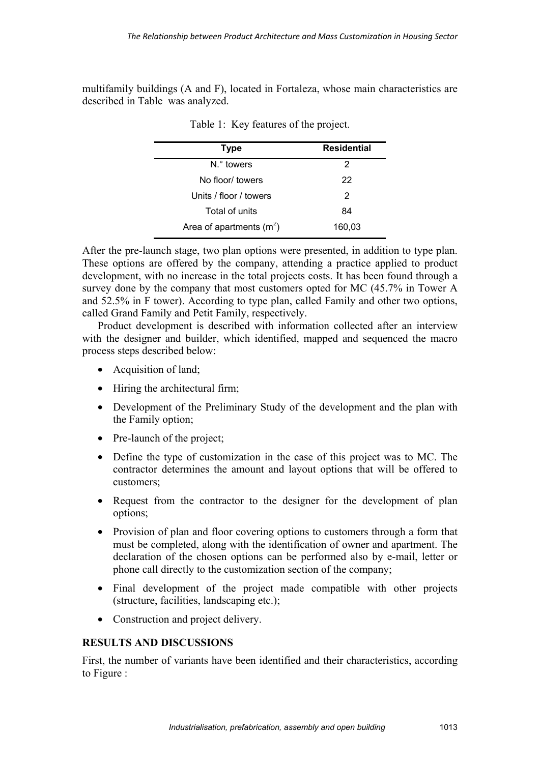multifamily buildings (A and F), located in Fortaleza, whose main characteristics are described in Table  was analyzed.

Table 1: Key features of the project.

| Type | Residential |
|---|---|
| N.° towers | 2 |
| No floor/ towers | 22 |
| Units / floor / towers | 2 |
| Total of units | 84 |
| Area of apartments ($m^2$) | 160,03 |

After the pre-launch stage, two plan options were presented, in addition to type plan. These options are offered by the company, attending a practice applied to product development, with no increase in the total projects costs. It has been found through a survey done by the company that most customers opted for MC (45.7% in Tower A and 52.5% in F tower). According to type plan, called Family and other two options, called Grand Family and Petit Family, respectively.

Product development is described with information collected after an interview with the designer and builder, which identified, mapped and sequenced the macro process steps described below:

- Acquisition of land;
- Hiring the architectural firm;
- Development of the Preliminary Study of the development and the plan with the Family option;
- Pre-launch of the project;
- Define the type of customization in the case of this project was to MC. The contractor determines the amount and layout options that will be offered to customers;
- Request from the contractor to the designer for the development of plan options;
- Provision of plan and floor covering options to customers through a form that must be completed, along with the identification of owner and apartment. The declaration of the chosen options can be performed also by e-mail, letter or phone call directly to the customization section of the company;
- Final development of the project made compatible with other projects (structure, facilities, landscaping etc.);
- Construction and project delivery.

## RESULTS AND DISCUSSIONS

First, the number of variants have been identified and their characteristics, according to Figure :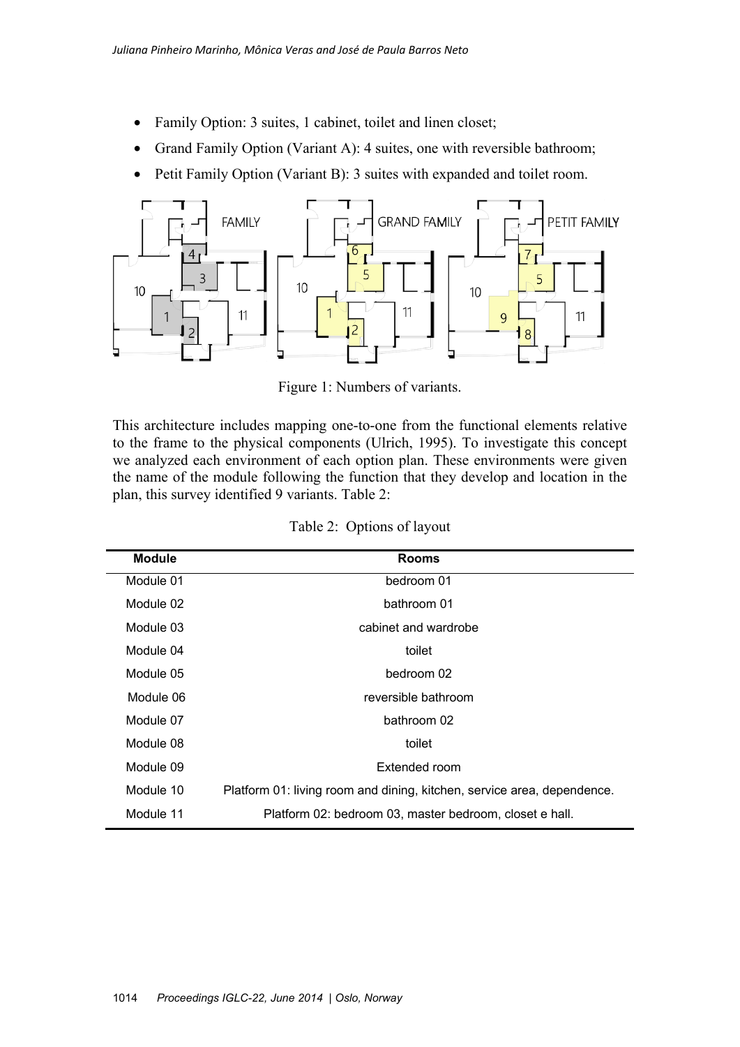- Family Option: 3 suites, 1 cabinet, toilet and linen closet;
- Grand Family Option (Variant A): 4 suites, one with reversible bathroom;
- Petit Family Option (Variant B): 3 suites with expanded and toilet room.

FAMILY

GRAND FAMILY

PETIT FAMILY

Figure 1: Numbers of variants.

This architecture includes mapping one-to-one from the functional elements relative to the frame to the physical components (Ulrich, 1995). To investigate this concept we analyzed each environment of each option plan. These environments were given the name of the module following the function that they develop and location in the plan, this survey identified 9 variants. Table 2:

Table 2: Options of layout

| Module | Rooms |
|---|---|
| Module 01 | bedroom 01 |
| Module 02 | bathroom 01 |
| Module 03 | cabinet and wardrobe |
| Module 04 | toilet |
| Module 05 | bedroom 02 |
| Module 06 | reversible bathroom |
| Module 07 | bathroom 02 |
| Module 08 | toilet |
| Module 09 | Extended room |
| Module 10 | Platform 01: living room and dining, kitchen, service area, dependence. |
| Module 11 | Platform 02: bedroom 03, master bedroom, closet e hall. |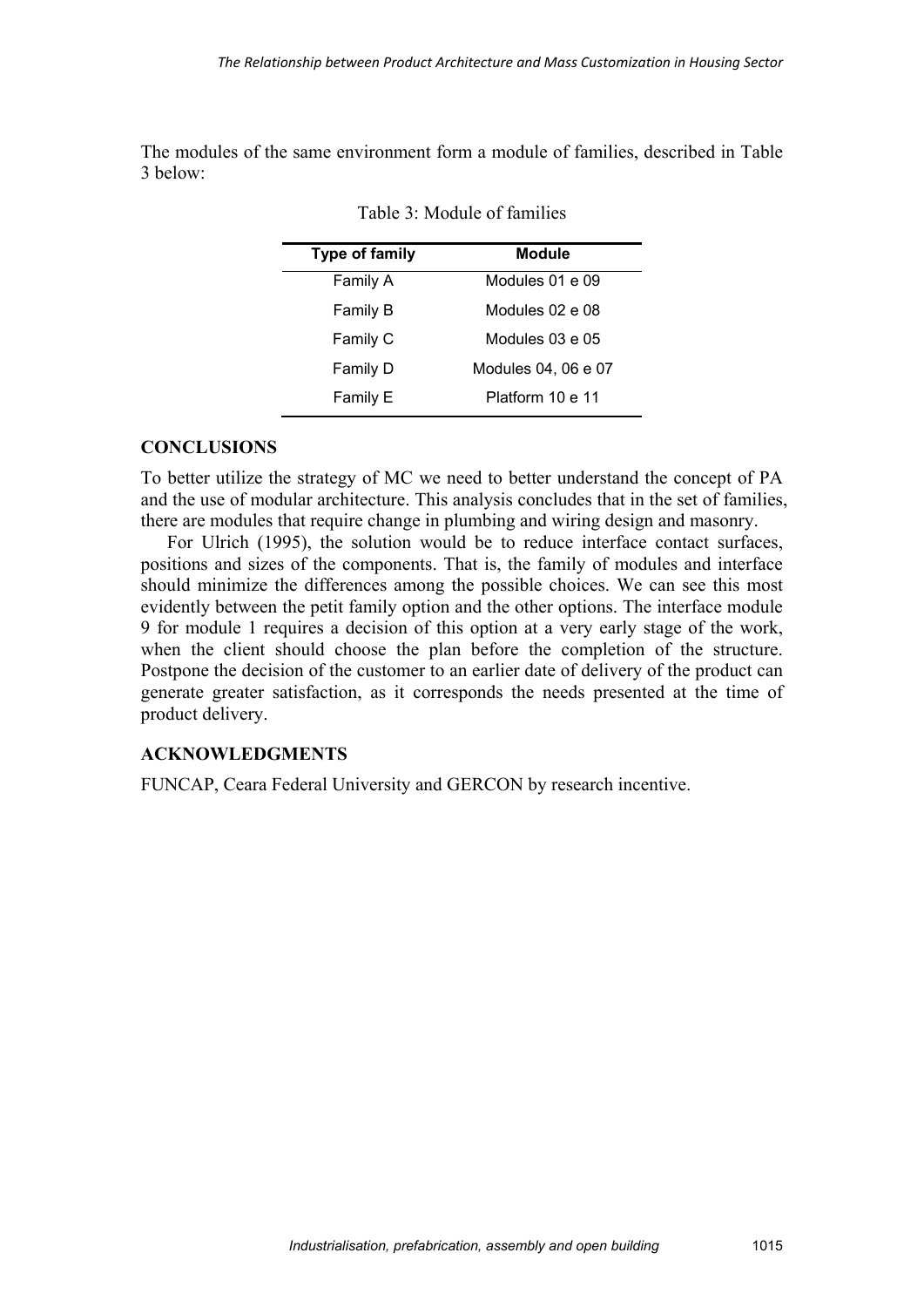The modules of the same environment form a module of families, described in Table 3 below:

Table 3: Module of families

| Type of family | Module |
| --- | --- |
| Family A | Modules 01 e 09 |
| Family B | Modules 02 e 08 |
| Family C | Modules 03 e 05 |
| Family D | Modules 04, 06 e 07 |
| Family E | Platform 10 e 11 |

## CONCLUSIONS

To better utilize the strategy of MC we need to better understand the concept of PA and the use of modular architecture. This analysis concludes that in the set of families, there are modules that require change in plumbing and wiring design and masonry.

For Ulrich (1995), the solution would be to reduce interface contact surfaces, positions and sizes of the components. That is, the family of modules and interface should minimize the differences among the possible choices. We can see this most evidently between the petit family option and the other options. The interface module 9 for module 1 requires a decision of this option at a very early stage of the work, when the client should choose the plan before the completion of the structure. Postpone the decision of the customer to an earlier date of delivery of the product can generate greater satisfaction, as it corresponds the needs presented at the time of product delivery.

## ACKNOWLEDGMENTS

FUNCAP, Ceara Federal University and GERCON by research incentive.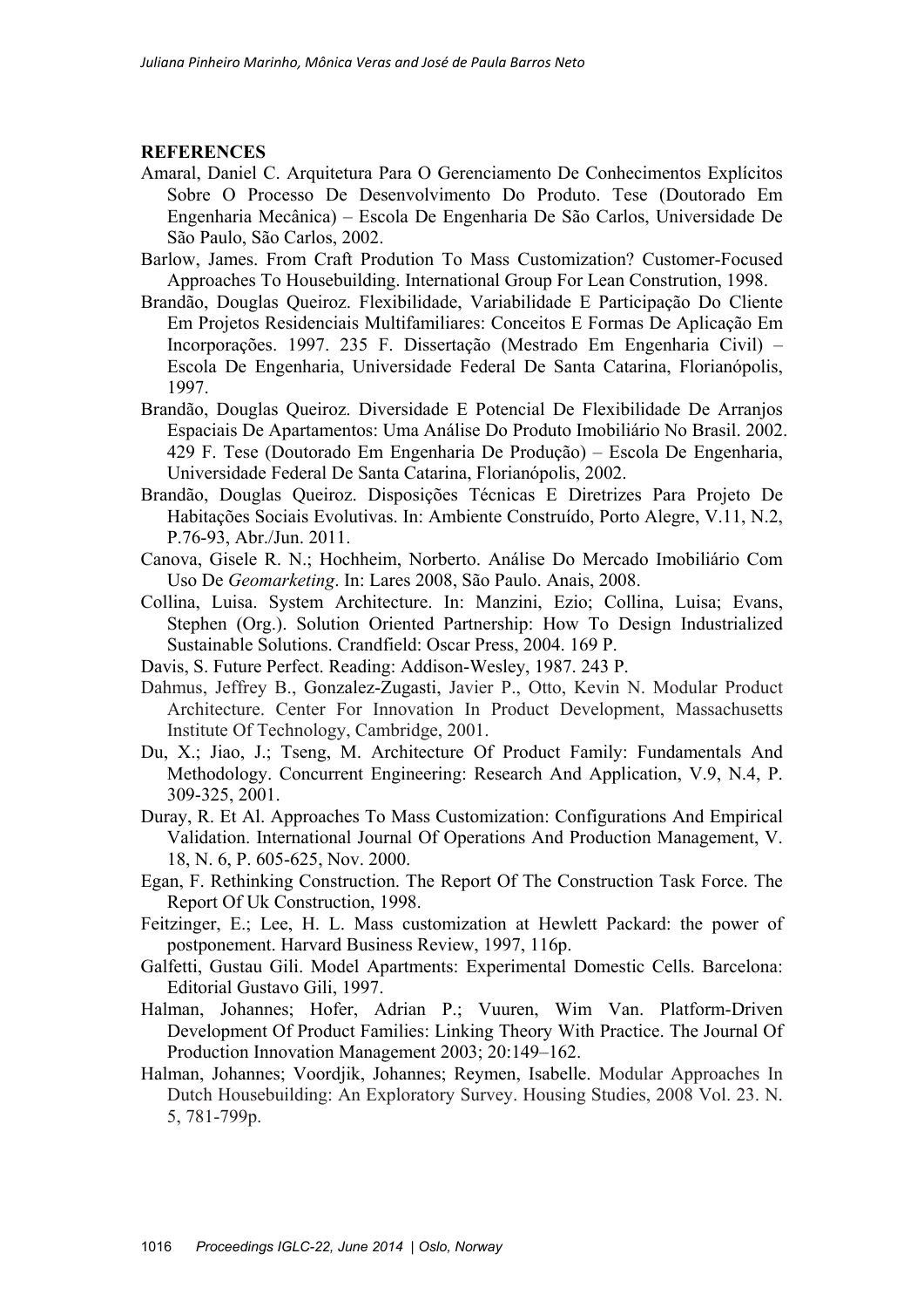## REFERENCES

Amaral, Daniel C. Arquitetura Para O Gerenciamento De Conhecimentos Explícitos Sobre O Processo De Desenvolvimento Do Produto. Tese (Doutorado Em Engenharia Mecânica) – Escola De Engenharia De São Carlos, Universidade De São Paulo, São Carlos, 2002.

Barlow, James. From Craft Prodution To Mass Customization? Customer-Focused Approaches To Housebuilding. International Group For Lean Constrution, 1998.

Brandão, Douglas Queiroz. Flexibilidade, Variabilidade E Participação Do Cliente Em Projetos Residenciais Multifamiliares: Conceitos E Formas De Aplicação Em Incorporações. 1997. 235 F. Dissertação (Mestrado Em Engenharia Civil) – Escola De Engenharia, Universidade Federal De Santa Catarina, Florianópolis, 1997.

Brandão, Douglas Queiroz. Diversidade E Potencial De Flexibilidade De Arranjos Espaciais De Apartamentos: Uma Análise Do Produto Imobiliário No Brasil. 2002. 429 F. Tese (Doutorado Em Engenharia De Produção) – Escola De Engenharia, Universidade Federal De Santa Catarina, Florianópolis, 2002.

Brandão, Douglas Queiroz. Disposições Técnicas E Diretrizes Para Projeto De Habitações Sociais Evolutivas. In: Ambiente Construído, Porto Alegre, V.11, N.2, P.76-93, Abr./Jun. 2011.

Canova, Gisele R. N.; Hochheim, Norberto. Análise Do Mercado Imobiliário Com Uso De *Geomarketing*. In: Lares 2008, São Paulo. Anais, 2008.

Collina, Luisa. System Architecture. In: Manzini, Ezio; Collina, Luisa; Evans, Stephen (Org.). Solution Oriented Partnership: How To Design Industrialized Sustainable Solutions. Crandfield: Oscar Press, 2004. 169 P.

Davis, S. Future Perfect. Reading: Addison-Wesley, 1987. 243 P.

Dahmus, Jeffrey B., Gonzalez-Zugasti, Javier P., Otto, Kevin N. Modular Product Architecture. Center For Innovation In Product Development, Massachusetts Institute Of Technology, Cambridge, 2001.

Du, X.; Jiao, J.; Tseng, M. Architecture Of Product Family: Fundamentals And Methodology. Concurrent Engineering: Research And Application, V.9, N.4, P. 309-325, 2001.

Duray, R. Et Al. Approaches To Mass Customization: Configurations And Empirical Validation. International Journal Of Operations And Production Management, V. 18, N. 6, P. 605-625, Nov. 2000.

Egan, F. Rethinking Construction. The Report Of The Construction Task Force. The Report Of Uk Construction, 1998.

Feitzinger, E.; Lee, H. L. Mass customization at Hewlett Packard: the power of postponement. Harvard Business Review, 1997, 116p.

Galfetti, Gustau Gili. Model Apartments: Experimental Domestic Cells. Barcelona: Editorial Gustavo Gili, 1997.

Halman, Johannes; Hofer, Adrian P.; Vuuren, Wim Van. Platform-Driven Development Of Product Families: Linking Theory With Practice. The Journal Of Production Innovation Management 2003; 20:149–162.

Halman, Johannes; Voordjik, Johannes; Reymen, Isabelle. Modular Approaches In Dutch Housebuilding: An Exploratory Survey. Housing Studies, 2008 Vol. 23. N. 5, 781-799p.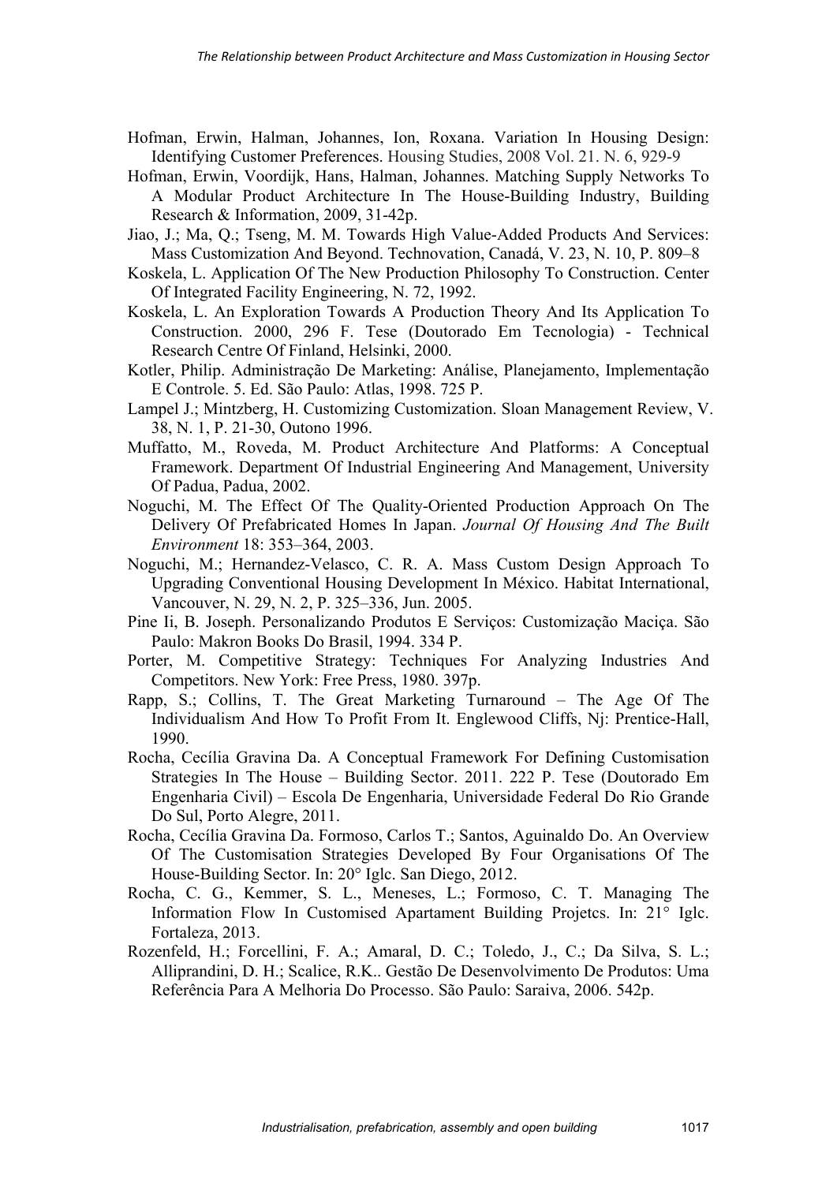Hofman, Erwin, Halman, Johannes, Ion, Roxana. Variation In Housing Design: Identifying Customer Preferences. Housing Studies, 2008 Vol. 21. N. 6, 929-9

Hofman, Erwin, Voordijk, Hans, Halman, Johannes. Matching Supply Networks To A Modular Product Architecture In The House-Building Industry, Building Research & Information, 2009, 31-42p.

Jiao, J.; Ma, Q.; Tseng, M. M. Towards High Value-Added Products And Services: Mass Customization And Beyond. Technovation, Canadá, V. 23, N. 10, P. 809–8

Koskela, L. Application Of The New Production Philosophy To Construction. Center Of Integrated Facility Engineering, N. 72, 1992.

Koskela, L. An Exploration Towards A Production Theory And Its Application To Construction. 2000, 296 F. Tese (Doutorado Em Tecnologia) - Technical Research Centre Of Finland, Helsinki, 2000.

Kotler, Philip. Administração De Marketing: Análise, Planejamento, Implementação E Controle. 5. Ed. São Paulo: Atlas, 1998. 725 P.

Lampel J.; Mintzberg, H. Customizing Customization. Sloan Management Review, V. 38, N. 1, P. 21-30, Outono 1996.

Muffatto, M., Roveda, M. Product Architecture And Platforms: A Conceptual Framework. Department Of Industrial Engineering And Management, University Of Padua, Padua, 2002.

Noguchi, M. The Effect Of The Quality-Oriented Production Approach On The Delivery Of Prefabricated Homes In Japan. *Journal Of Housing And The Built Environment* 18: 353–364, 2003.

Noguchi, M.; Hernandez-Velasco, C. R. A. Mass Custom Design Approach To Upgrading Conventional Housing Development In México. Habitat International, Vancouver, N. 29, N. 2, P. 325–336, Jun. 2005.

Pine Ii, B. Joseph. Personalizando Produtos E Serviços: Customização Maciça. São Paulo: Makron Books Do Brasil, 1994. 334 P.

Porter, M. Competitive Strategy: Techniques For Analyzing Industries And Competitors. New York: Free Press, 1980. 397p.

Rapp, S.; Collins, T. The Great Marketing Turnaround – The Age Of The Individualism And How To Profit From It. Englewood Cliffs, Nj: Prentice-Hall, 1990.

Rocha, Cecília Gravina Da. A Conceptual Framework For Defining Customisation Strategies In The House – Building Sector. 2011. 222 P. Tese (Doutorado Em Engenharia Civil) – Escola De Engenharia, Universidade Federal Do Rio Grande Do Sul, Porto Alegre, 2011.

Rocha, Cecília Gravina Da. Formoso, Carlos T.; Santos, Aguinaldo Do. An Overview Of The Customisation Strategies Developed By Four Organisations Of The House-Building Sector. In: 20° Iglc. San Diego, 2012.

Rocha, C. G., Kemmer, S. L., Meneses, L.; Formoso, C. T. Managing The Information Flow In Customised Apartament Building Projetcs. In: 21° Iglc. Fortaleza, 2013.

Rozenfeld, H.; Forcellini, F. A.; Amaral, D. C.; Toledo, J., C.; Da Silva, S. L.; Alliprandini, D. H.; Scalice, R.K.. Gestão De Desenvolvimento De Produtos: Uma Referência Para A Melhoria Do Processo. São Paulo: Saraiva, 2006. 542p.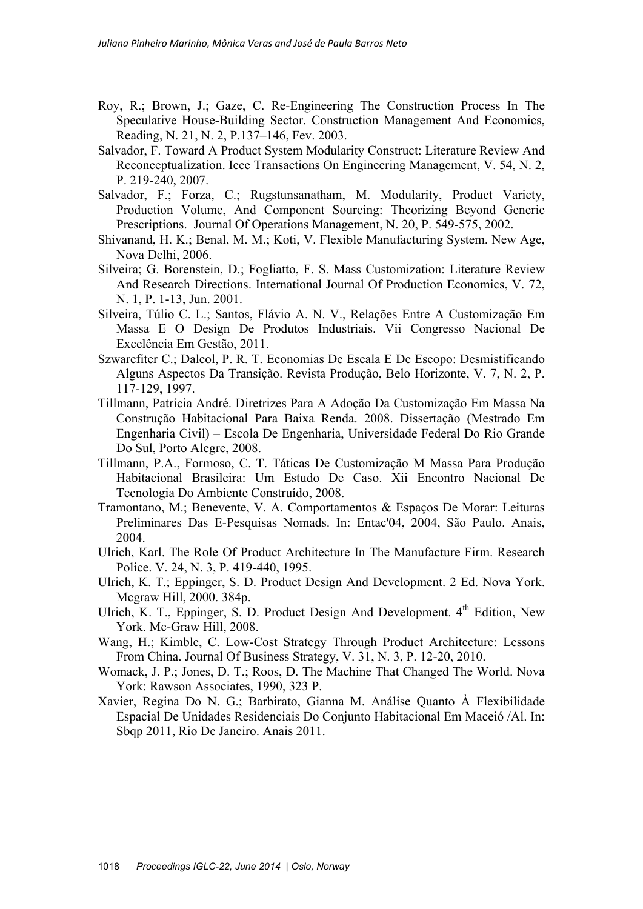Roy, R.; Brown, J.; Gaze, C. Re-Engineering The Construction Process In The Speculative House-Building Sector. Construction Management And Economics, Reading, N. 21, N. 2, P.137–146, Fev. 2003.

Salvador, F. Toward A Product System Modularity Construct: Literature Review And Reconceptualization. Ieee Transactions On Engineering Management, V. 54, N. 2, P. 219-240, 2007.

Salvador, F.; Forza, C.; Rugstunsanatham, M. Modularity, Product Variety, Production Volume, And Component Sourcing: Theorizing Beyond Generic Prescriptions. Journal Of Operations Management, N. 20, P. 549-575, 2002.

Shivanand, H. K.; Benal, M. M.; Koti, V. Flexible Manufacturing System. New Age, Nova Delhi, 2006.

Silveira; G. Borenstein, D.; Fogliatto, F. S. Mass Customization: Literature Review And Research Directions. International Journal Of Production Economics, V. 72, N. 1, P. 1-13, Jun. 2001.

Silveira, Túlio C. L.; Santos, Flávio A. N. V., Relações Entre A Customização Em Massa E O Design De Produtos Industriais. Vii Congresso Nacional De Excelência Em Gestão, 2011.

Szwarcfiter C.; Dalcol, P. R. T. Economias De Escala E De Escopo: Desmistificando Alguns Aspectos Da Transição. Revista Produção, Belo Horizonte, V. 7, N. 2, P. 117-129, 1997.

Tillmann, Patrícia André. Diretrizes Para A Adoção Da Customização Em Massa Na Construção Habitacional Para Baixa Renda. 2008. Dissertação (Mestrado Em Engenharia Civil) – Escola De Engenharia, Universidade Federal Do Rio Grande Do Sul, Porto Alegre, 2008.

Tillmann, P.A., Formoso, C. T. Táticas De Customização M Massa Para Produção Habitacional Brasileira: Um Estudo De Caso. Xii Encontro Nacional De Tecnologia Do Ambiente Construído, 2008.

Tramontano, M.; Benevente, V. A. Comportamentos & Espaços De Morar: Leituras Preliminares Das E-Pesquisas Nomads. In: Entac'04, 2004, São Paulo. Anais, 2004.

Ulrich, Karl. The Role Of Product Architecture In The Manufacture Firm. Research Police. V. 24, N. 3, P. 419-440, 1995.

Ulrich, K. T.; Eppinger, S. D. Product Design And Development. 2 Ed. Nova York. Mcgraw Hill, 2000. 384p.

Ulrich, K. T., Eppinger, S. D. Product Design And Development. 4th Edition, New York. Mc-Graw Hill, 2008.

Wang, H.; Kimble, C. Low-Cost Strategy Through Product Architecture: Lessons From China. Journal Of Business Strategy, V. 31, N. 3, P. 12-20, 2010.

Womack, J. P.; Jones, D. T.; Roos, D. The Machine That Changed The World. Nova York: Rawson Associates, 1990, 323 P.

Xavier, Regina Do N. G.; Barbirato, Gianna M. Análise Quanto À Flexibilidade Espacial De Unidades Residenciais Do Conjunto Habitacional Em Maceió /Al. In: Sbqp 2011, Rio De Janeiro. Anais 2011.